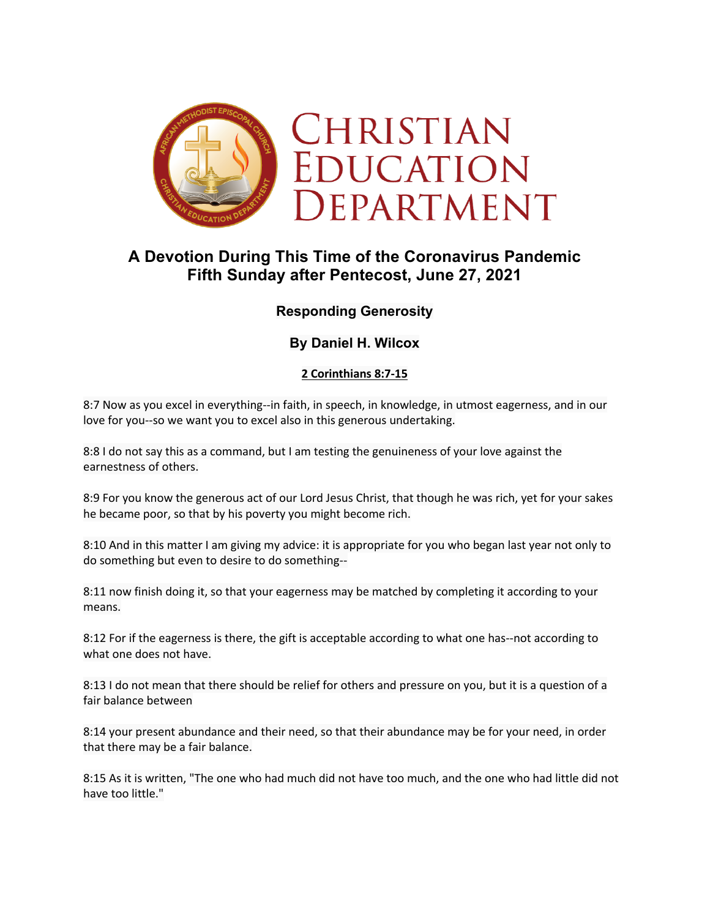# Christian Education Department

## A Devotion During This Time of the Coronavirus Pandemic
## Fifth Sunday after Pentecost, June 27, 2021

### Responding Generosity

### By Daniel H. Wilcox

**2 Corinthians 8:7-15**

8:7 Now as you excel in everything--in faith, in speech, in knowledge, in utmost eagerness, and in our love for you--so we want you to excel also in this generous undertaking.

8:8 I do not say this as a command, but I am testing the genuineness of your love against the earnestness of others.

8:9 For you know the generous act of our Lord Jesus Christ, that though he was rich, yet for your sakes he became poor, so that by his poverty you might become rich.

8:10 And in this matter I am giving my advice: it is appropriate for you who began last year not only to do something but even to desire to do something--

8:11 now finish doing it, so that your eagerness may be matched by completing it according to your means.

8:12 For if the eagerness is there, the gift is acceptable according to what one has--not according to what one does not have.

8:13 I do not mean that there should be relief for others and pressure on you, but it is a question of a fair balance between

8:14 your present abundance and their need, so that their abundance may be for your need, in order that there may be a fair balance.

8:15 As it is written, "The one who had much did not have too much, and the one who had little did not have too little."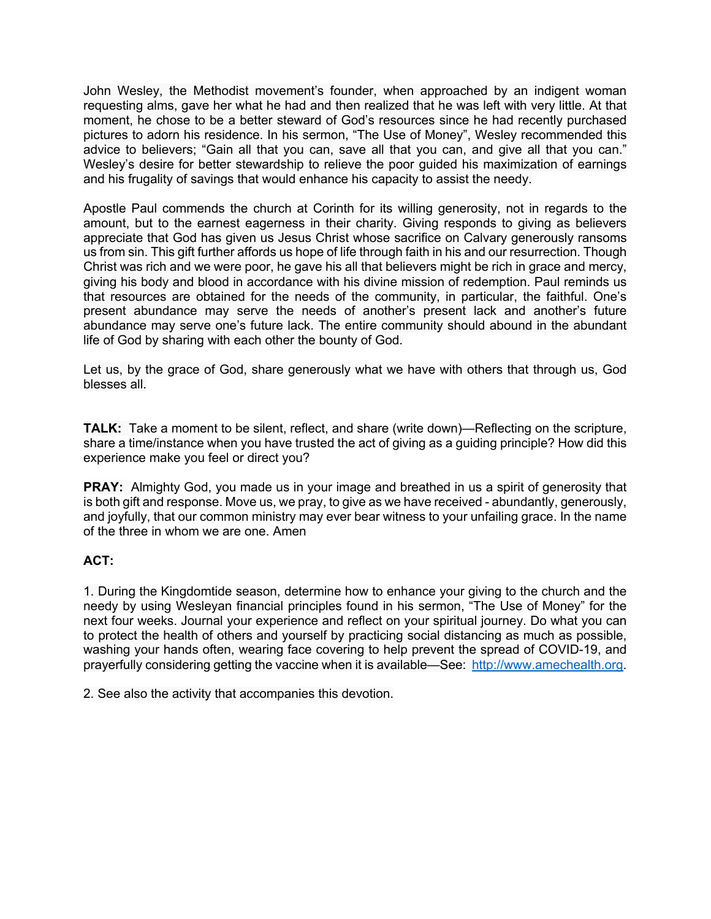John Wesley, the Methodist movement's founder, when approached by an indigent woman requesting alms, gave her what he had and then realized that he was left with very little. At that moment, he chose to be a better steward of God's resources since he had recently purchased pictures to adorn his residence. In his sermon, "The Use of Money", Wesley recommended this advice to believers; "Gain all that you can, save all that you can, and give all that you can." Wesley's desire for better stewardship to relieve the poor guided his maximization of earnings and his frugality of savings that would enhance his capacity to assist the needy.

Apostle Paul commends the church at Corinth for its willing generosity, not in regards to the amount, but to the earnest eagerness in their charity. Giving responds to giving as believers appreciate that God has given us Jesus Christ whose sacrifice on Calvary generously ransoms us from sin. This gift further affords us hope of life through faith in his and our resurrection. Though Christ was rich and we were poor, he gave his all that believers might be rich in grace and mercy, giving his body and blood in accordance with his divine mission of redemption. Paul reminds us that resources are obtained for the needs of the community, in particular, the faithful. One's present abundance may serve the needs of another's present lack and another's future abundance may serve one's future lack. The entire community should abound in the abundant life of God by sharing with each other the bounty of God.

Let us, by the grace of God, share generously what we have with others that through us, God blesses all.

**TALK:** Take a moment to be silent, reflect, and share (write down)—Reflecting on the scripture, share a time/instance when you have trusted the act of giving as a guiding principle? How did this experience make you feel or direct you?

**PRAY:** Almighty God, you made us in your image and breathed in us a spirit of generosity that is both gift and response. Move us, we pray, to give as we have received - abundantly, generously, and joyfully, that our common ministry may ever bear witness to your unfailing grace. In the name of the three in whom we are one. Amen

**ACT:**

1. During the Kingdomtide season, determine how to enhance your giving to the church and the needy by using Wesleyan financial principles found in his sermon, "The Use of Money" for the next four weeks. Journal your experience and reflect on your spiritual journey. Do what you can to protect the health of others and yourself by practicing social distancing as much as possible, washing your hands often, wearing face covering to help prevent the spread of COVID-19, and prayerfully considering getting the vaccine when it is available—See: [http://www.amechealth.org](http://www.amechealth.org).

2. See also the activity that accompanies this devotion.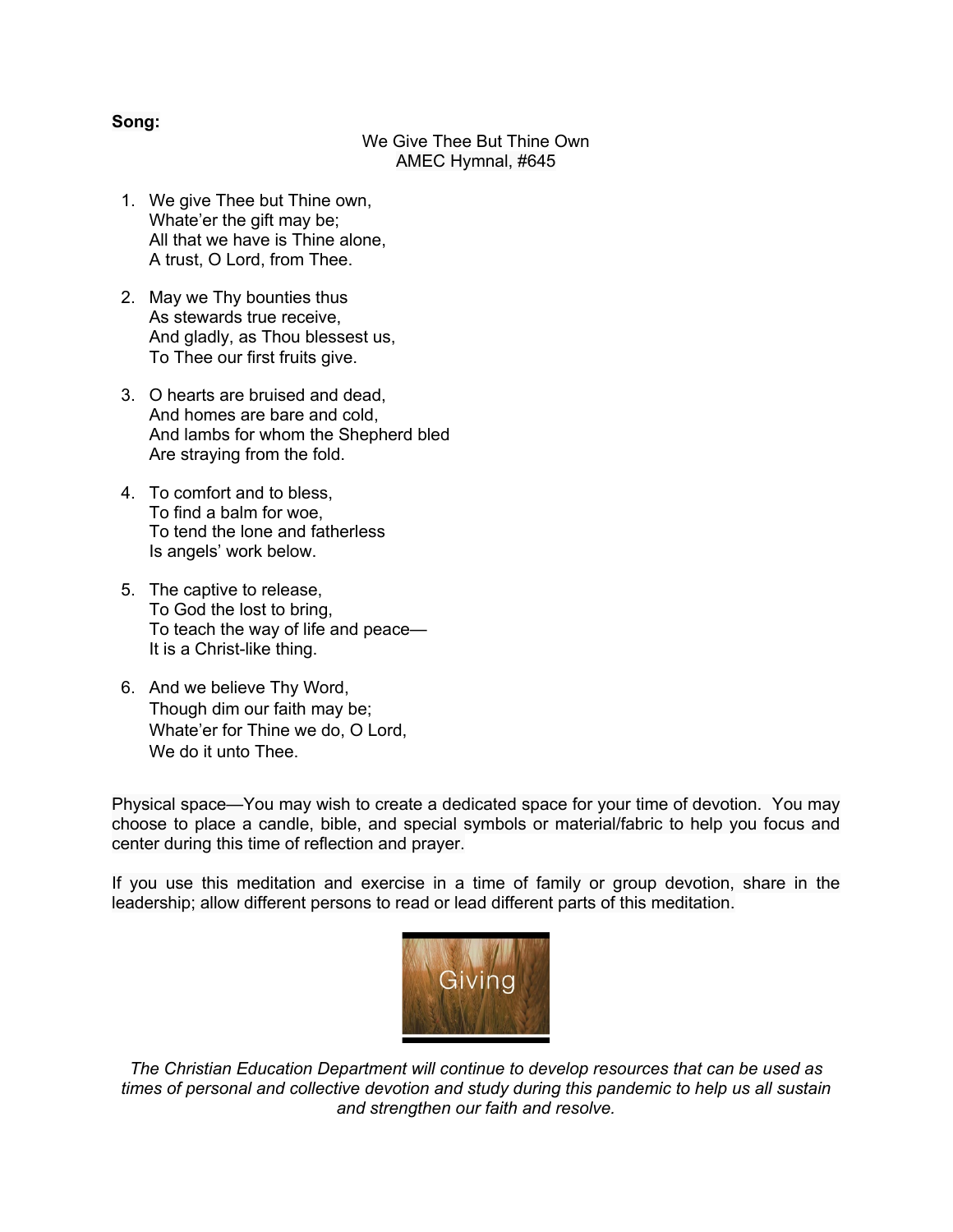**Song:**

We Give Thee But Thine Own
AMEC Hymnal, #645

1. We give Thee but Thine own,
   Whate'er the gift may be;
   All that we have is Thine alone,
   A trust, O Lord, from Thee.

2. May we Thy bounties thus
   As stewards true receive,
   And gladly, as Thou blessest us,
   To Thee our first fruits give.

3. O hearts are bruised and dead,
   And homes are bare and cold,
   And lambs for whom the Shepherd bled
   Are straying from the fold.

4. To comfort and to bless,
   To find a balm for woe,
   To tend the lone and fatherless
   Is angels' work below.

5. The captive to release,
   To God the lost to bring,
   To teach the way of life and peace—
   It is a Christ-like thing.

6. And we believe Thy Word,
   Though dim our faith may be;
   Whate'er for Thine we do, O Lord,
   We do it unto Thee.

Physical space—You may wish to create a dedicated space for your time of devotion. You may choose to place a candle, bible, and special symbols or material/fabric to help you focus and center during this time of reflection and prayer.

If you use this meditation and exercise in a time of family or group devotion, share in the leadership; allow different persons to read or lead different parts of this meditation.

Giving

*The Christian Education Department will continue to develop resources that can be used as times of personal and collective devotion and study during this pandemic to help us all sustain and strengthen our faith and resolve.*